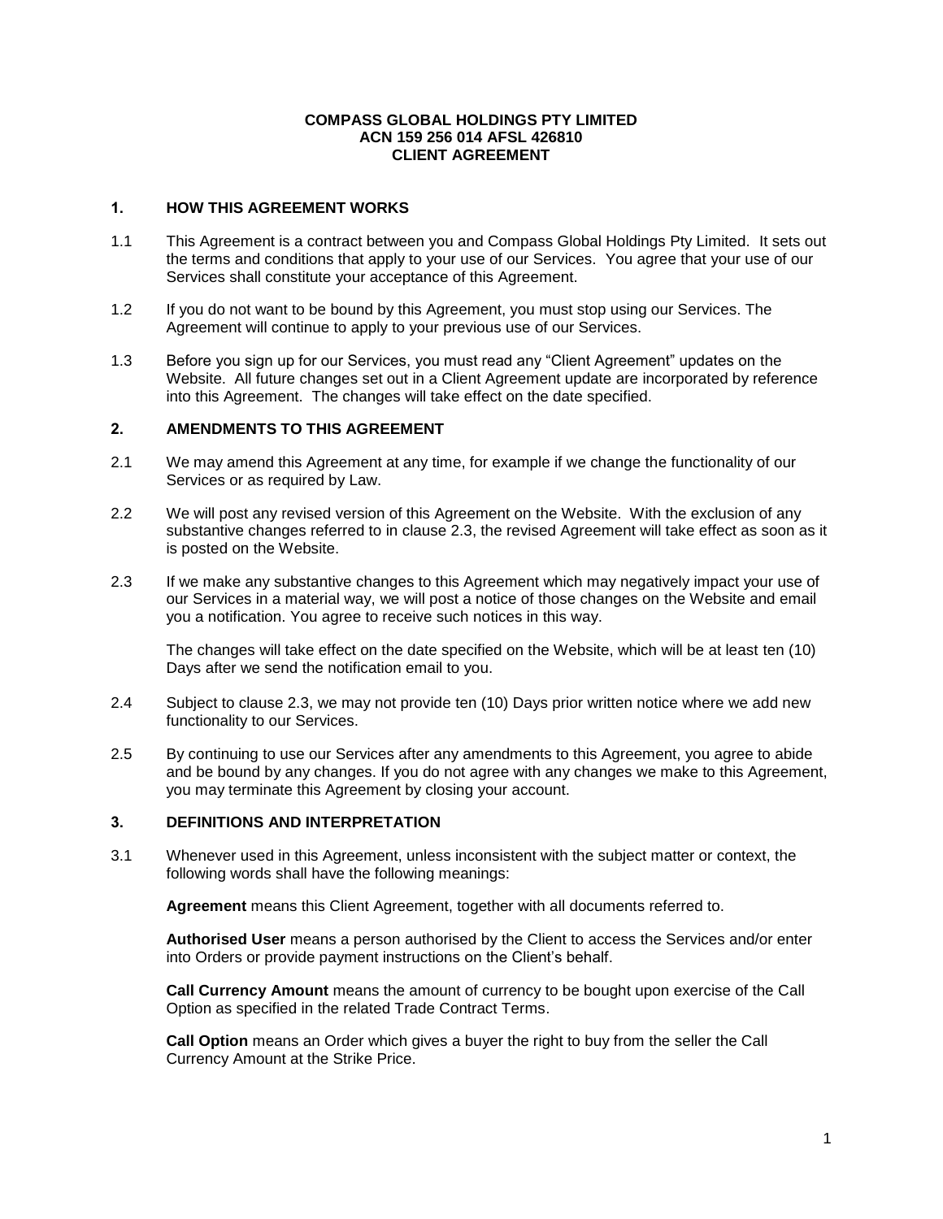**COMPASS GLOBAL HOLDINGS PTY LIMITED**
**ACN 159 256 014 AFSL 426810**
**CLIENT AGREEMENT**

## 1. HOW THIS AGREEMENT WORKS

1.1 This Agreement is a contract between you and Compass Global Holdings Pty Limited. It sets out the terms and conditions that apply to your use of our Services. You agree that your use of our Services shall constitute your acceptance of this Agreement.

1.2 If you do not want to be bound by this Agreement, you must stop using our Services. The Agreement will continue to apply to your previous use of our Services.

1.3 Before you sign up for our Services, you must read any "Client Agreement" updates on the Website. All future changes set out in a Client Agreement update are incorporated by reference into this Agreement. The changes will take effect on the date specified.

## 2. AMENDMENTS TO THIS AGREEMENT

2.1 We may amend this Agreement at any time, for example if we change the functionality of our Services or as required by Law.

2.2 We will post any revised version of this Agreement on the Website. With the exclusion of any substantive changes referred to in clause 2.3, the revised Agreement will take effect as soon as it is posted on the Website.

2.3 If we make any substantive changes to this Agreement which may negatively impact your use of our Services in a material way, we will post a notice of those changes on the Website and email you a notification. You agree to receive such notices in this way.

The changes will take effect on the date specified on the Website, which will be at least ten (10) Days after we send the notification email to you.

2.4 Subject to clause 2.3, we may not provide ten (10) Days prior written notice where we add new functionality to our Services.

2.5 By continuing to use our Services after any amendments to this Agreement, you agree to abide and be bound by any changes. If you do not agree with any changes we make to this Agreement, you may terminate this Agreement by closing your account.

## 3. DEFINITIONS AND INTERPRETATION

3.1 Whenever used in this Agreement, unless inconsistent with the subject matter or context, the following words shall have the following meanings:

**Agreement** means this Client Agreement, together with all documents referred to.

**Authorised User** means a person authorised by the Client to access the Services and/or enter into Orders or provide payment instructions on the Client's behalf.

**Call Currency Amount** means the amount of currency to be bought upon exercise of the Call Option as specified in the related Trade Contract Terms.

**Call Option** means an Order which gives a buyer the right to buy from the seller the Call Currency Amount at the Strike Price.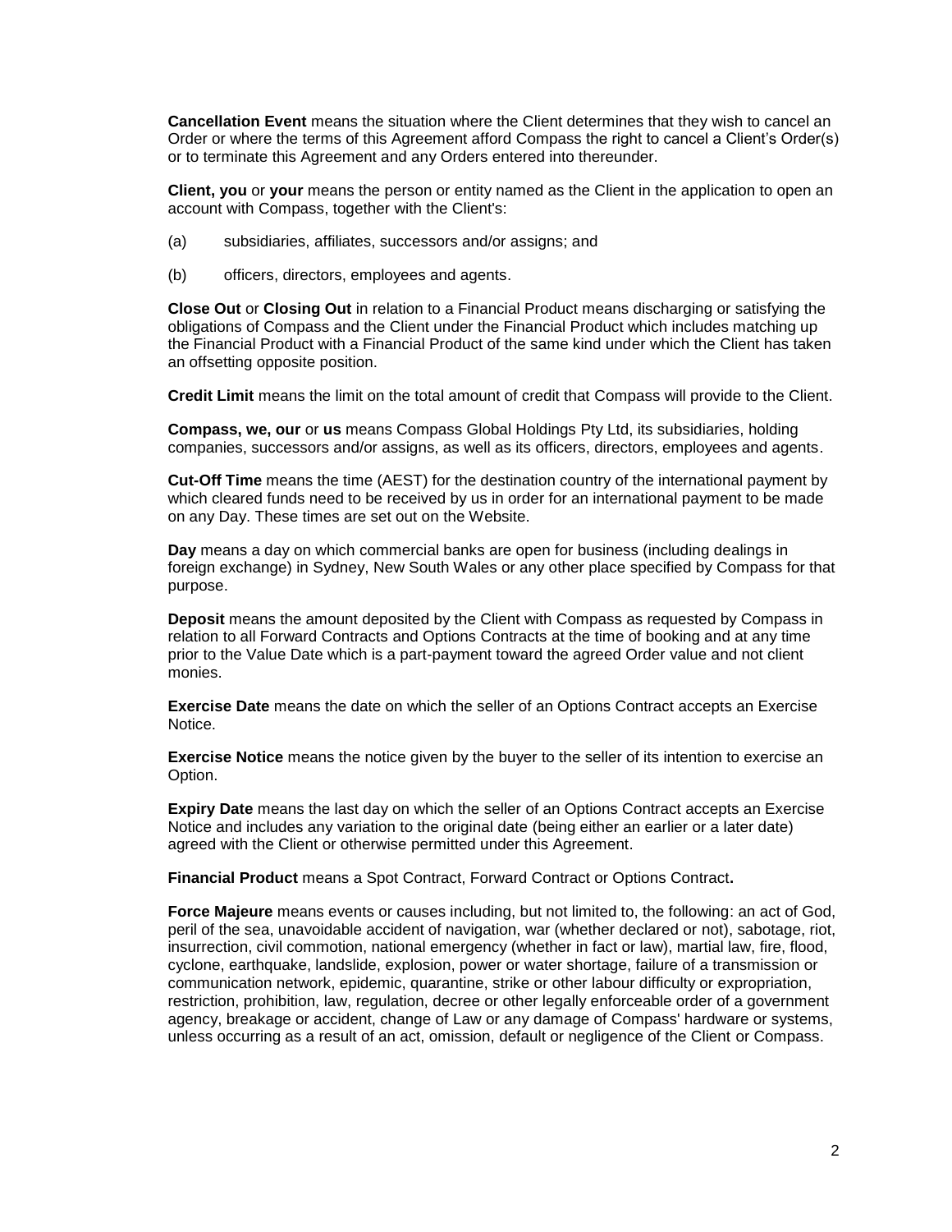**Cancellation Event** means the situation where the Client determines that they wish to cancel an Order or where the terms of this Agreement afford Compass the right to cancel a Client's Order(s) or to terminate this Agreement and any Orders entered into thereunder.

**Client, you** or **your** means the person or entity named as the Client in the application to open an account with Compass, together with the Client's:

(a) subsidiaries, affiliates, successors and/or assigns; and

(b) officers, directors, employees and agents.

**Close Out** or **Closing Out** in relation to a Financial Product means discharging or satisfying the obligations of Compass and the Client under the Financial Product which includes matching up the Financial Product with a Financial Product of the same kind under which the Client has taken an offsetting opposite position.

**Credit Limit** means the limit on the total amount of credit that Compass will provide to the Client.

**Compass, we, our** or **us** means Compass Global Holdings Pty Ltd, its subsidiaries, holding companies, successors and/or assigns, as well as its officers, directors, employees and agents.

**Cut-Off Time** means the time (AEST) for the destination country of the international payment by which cleared funds need to be received by us in order for an international payment to be made on any Day. These times are set out on the Website.

**Day** means a day on which commercial banks are open for business (including dealings in foreign exchange) in Sydney, New South Wales or any other place specified by Compass for that purpose.

**Deposit** means the amount deposited by the Client with Compass as requested by Compass in relation to all Forward Contracts and Options Contracts at the time of booking and at any time prior to the Value Date which is a part-payment toward the agreed Order value and not client monies.

**Exercise Date** means the date on which the seller of an Options Contract accepts an Exercise Notice.

**Exercise Notice** means the notice given by the buyer to the seller of its intention to exercise an Option.

**Expiry Date** means the last day on which the seller of an Options Contract accepts an Exercise Notice and includes any variation to the original date (being either an earlier or a later date) agreed with the Client or otherwise permitted under this Agreement.

**Financial Product** means a Spot Contract, Forward Contract or Options Contract**.**

**Force Majeure** means events or causes including, but not limited to, the following: an act of God, peril of the sea, unavoidable accident of navigation, war (whether declared or not), sabotage, riot, insurrection, civil commotion, national emergency (whether in fact or law), martial law, fire, flood, cyclone, earthquake, landslide, explosion, power or water shortage, failure of a transmission or communication network, epidemic, quarantine, strike or other labour difficulty or expropriation, restriction, prohibition, law, regulation, decree or other legally enforceable order of a government agency, breakage or accident, change of Law or any damage of Compass' hardware or systems, unless occurring as a result of an act, omission, default or negligence of the Client or Compass.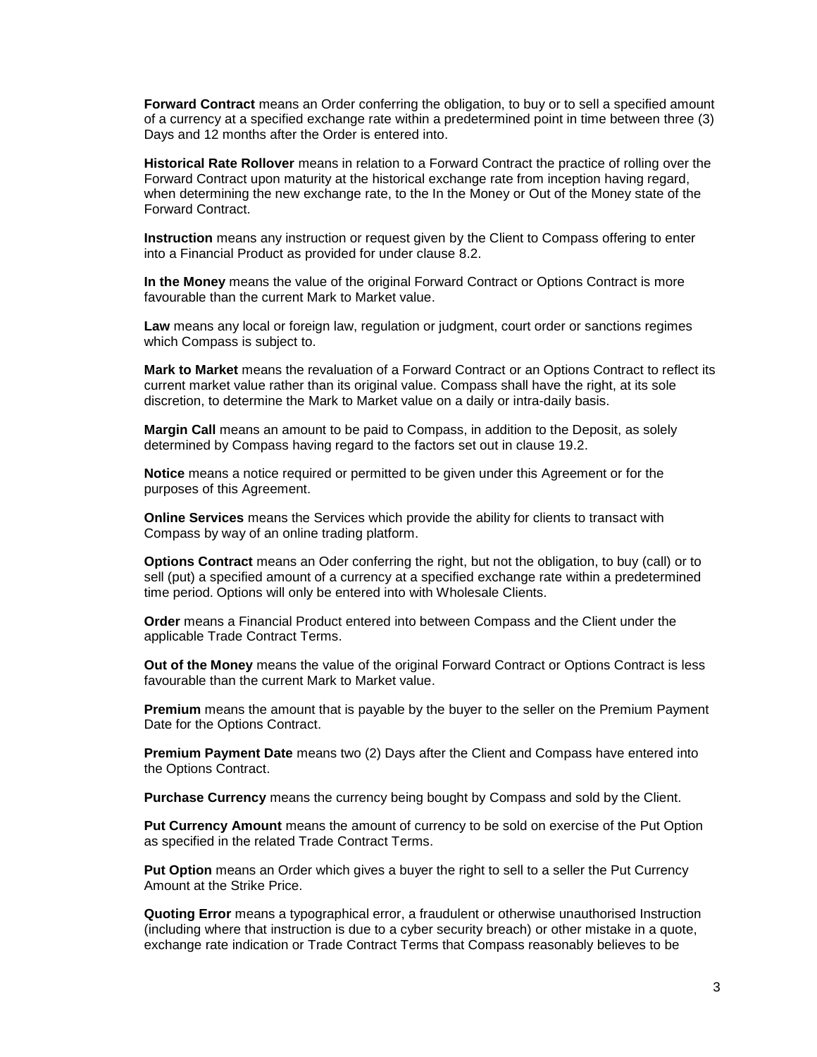**Forward Contract** means an Order conferring the obligation, to buy or to sell a specified amount of a currency at a specified exchange rate within a predetermined point in time between three (3) Days and 12 months after the Order is entered into.

**Historical Rate Rollover** means in relation to a Forward Contract the practice of rolling over the Forward Contract upon maturity at the historical exchange rate from inception having regard, when determining the new exchange rate, to the In the Money or Out of the Money state of the Forward Contract.

**Instruction** means any instruction or request given by the Client to Compass offering to enter into a Financial Product as provided for under clause 8.2.

**In the Money** means the value of the original Forward Contract or Options Contract is more favourable than the current Mark to Market value.

**Law** means any local or foreign law, regulation or judgment, court order or sanctions regimes which Compass is subject to.

**Mark to Market** means the revaluation of a Forward Contract or an Options Contract to reflect its current market value rather than its original value. Compass shall have the right, at its sole discretion, to determine the Mark to Market value on a daily or intra-daily basis.

**Margin Call** means an amount to be paid to Compass, in addition to the Deposit, as solely determined by Compass having regard to the factors set out in clause 19.2.

**Notice** means a notice required or permitted to be given under this Agreement or for the purposes of this Agreement.

**Online Services** means the Services which provide the ability for clients to transact with Compass by way of an online trading platform.

**Options Contract** means an Oder conferring the right, but not the obligation, to buy (call) or to sell (put) a specified amount of a currency at a specified exchange rate within a predetermined time period. Options will only be entered into with Wholesale Clients.

**Order** means a Financial Product entered into between Compass and the Client under the applicable Trade Contract Terms.

**Out of the Money** means the value of the original Forward Contract or Options Contract is less favourable than the current Mark to Market value.

**Premium** means the amount that is payable by the buyer to the seller on the Premium Payment Date for the Options Contract.

**Premium Payment Date** means two (2) Days after the Client and Compass have entered into the Options Contract.

**Purchase Currency** means the currency being bought by Compass and sold by the Client.

**Put Currency Amount** means the amount of currency to be sold on exercise of the Put Option as specified in the related Trade Contract Terms.

**Put Option** means an Order which gives a buyer the right to sell to a seller the Put Currency Amount at the Strike Price.

**Quoting Error** means a typographical error, a fraudulent or otherwise unauthorised Instruction (including where that instruction is due to a cyber security breach) or other mistake in a quote, exchange rate indication or Trade Contract Terms that Compass reasonably believes to be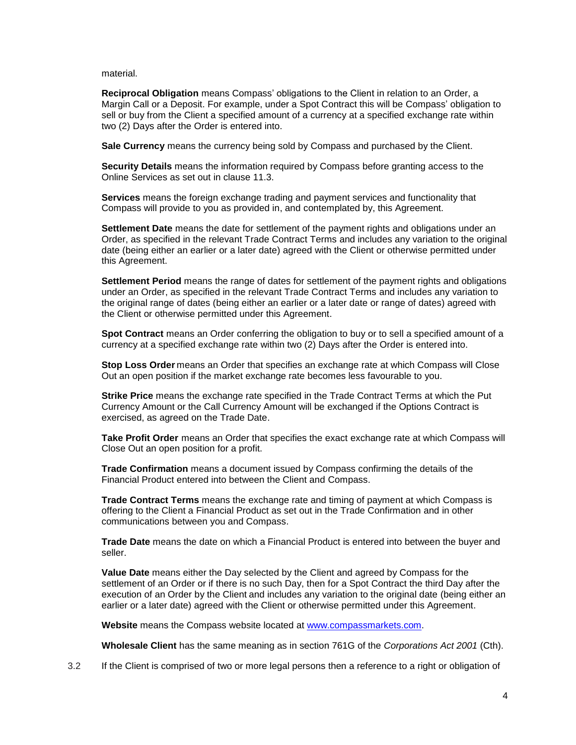material.

**Reciprocal Obligation** means Compass' obligations to the Client in relation to an Order, a Margin Call or a Deposit. For example, under a Spot Contract this will be Compass' obligation to sell or buy from the Client a specified amount of a currency at a specified exchange rate within two (2) Days after the Order is entered into.

**Sale Currency** means the currency being sold by Compass and purchased by the Client.

**Security Details** means the information required by Compass before granting access to the Online Services as set out in clause 11.3.

**Services** means the foreign exchange trading and payment services and functionality that Compass will provide to you as provided in, and contemplated by, this Agreement.

**Settlement Date** means the date for settlement of the payment rights and obligations under an Order, as specified in the relevant Trade Contract Terms and includes any variation to the original date (being either an earlier or a later date) agreed with the Client or otherwise permitted under this Agreement.

**Settlement Period** means the range of dates for settlement of the payment rights and obligations under an Order, as specified in the relevant Trade Contract Terms and includes any variation to the original range of dates (being either an earlier or a later date or range of dates) agreed with the Client or otherwise permitted under this Agreement.

**Spot Contract** means an Order conferring the obligation to buy or to sell a specified amount of a currency at a specified exchange rate within two (2) Days after the Order is entered into.

**Stop Loss Order** means an Order that specifies an exchange rate at which Compass will Close Out an open position if the market exchange rate becomes less favourable to you.

**Strike Price** means the exchange rate specified in the Trade Contract Terms at which the Put Currency Amount or the Call Currency Amount will be exchanged if the Options Contract is exercised, as agreed on the Trade Date.

**Take Profit Order** means an Order that specifies the exact exchange rate at which Compass will Close Out an open position for a profit.

**Trade Confirmation** means a document issued by Compass confirming the details of the Financial Product entered into between the Client and Compass.

**Trade Contract Terms** means the exchange rate and timing of payment at which Compass is offering to the Client a Financial Product as set out in the Trade Confirmation and in other communications between you and Compass.

**Trade Date** means the date on which a Financial Product is entered into between the buyer and seller.

**Value Date** means either the Day selected by the Client and agreed by Compass for the settlement of an Order or if there is no such Day, then for a Spot Contract the third Day after the execution of an Order by the Client and includes any variation to the original date (being either an earlier or a later date) agreed with the Client or otherwise permitted under this Agreement.

**Website** means the Compass website located at www.compassmarkets.com.

**Wholesale Client** has the same meaning as in section 761G of the *Corporations Act 2001* (Cth).

3.2 If the Client is comprised of two or more legal persons then a reference to a right or obligation of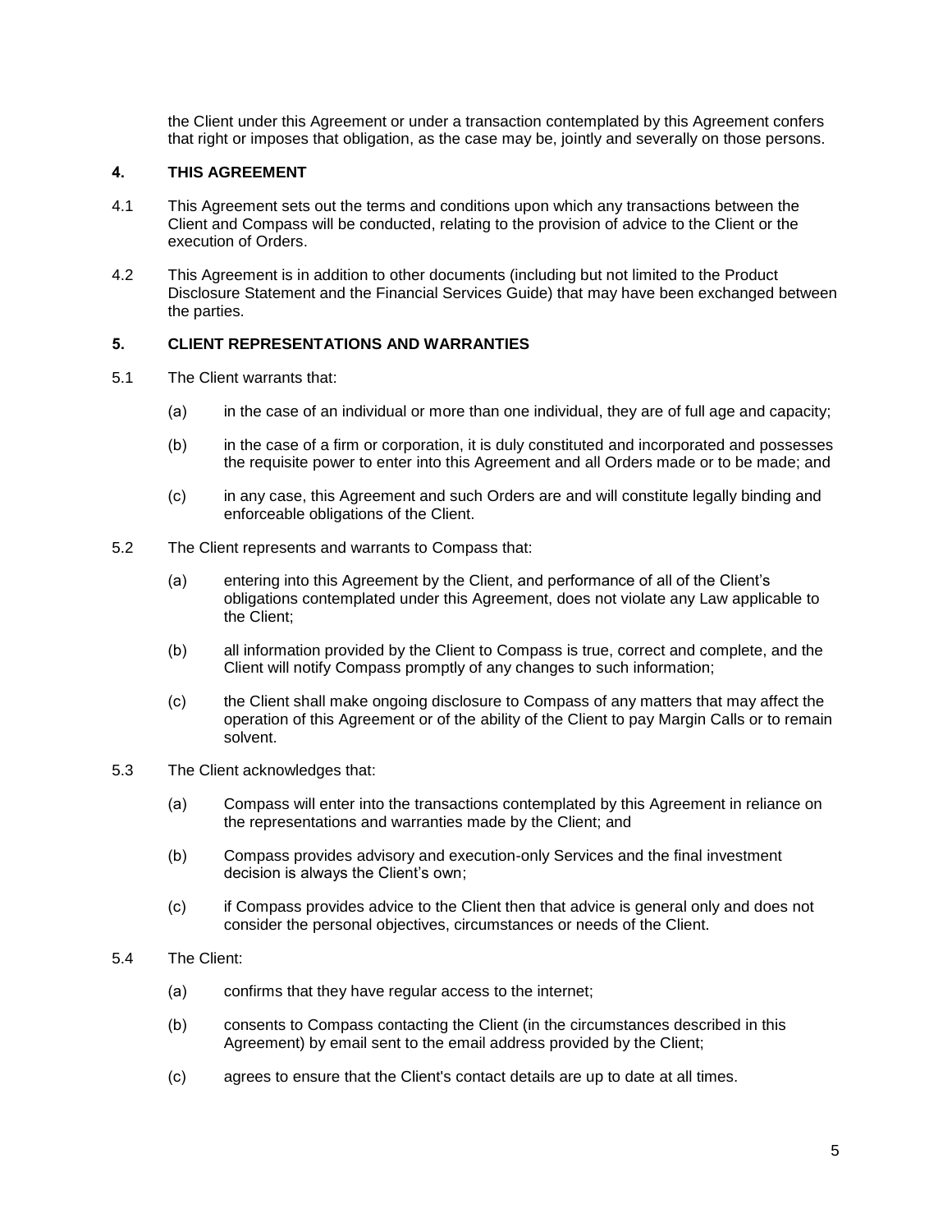the Client under this Agreement or under a transaction contemplated by this Agreement confers that right or imposes that obligation, as the case may be, jointly and severally on those persons.

## 4. THIS AGREEMENT

4.1 This Agreement sets out the terms and conditions upon which any transactions between the Client and Compass will be conducted, relating to the provision of advice to the Client or the execution of Orders.

4.2 This Agreement is in addition to other documents (including but not limited to the Product Disclosure Statement and the Financial Services Guide) that may have been exchanged between the parties.

## 5. CLIENT REPRESENTATIONS AND WARRANTIES

5.1 The Client warrants that:

(a) in the case of an individual or more than one individual, they are of full age and capacity;

(b) in the case of a firm or corporation, it is duly constituted and incorporated and possesses the requisite power to enter into this Agreement and all Orders made or to be made; and

(c) in any case, this Agreement and such Orders are and will constitute legally binding and enforceable obligations of the Client.

5.2 The Client represents and warrants to Compass that:

(a) entering into this Agreement by the Client, and performance of all of the Client's obligations contemplated under this Agreement, does not violate any Law applicable to the Client;

(b) all information provided by the Client to Compass is true, correct and complete, and the Client will notify Compass promptly of any changes to such information;

(c) the Client shall make ongoing disclosure to Compass of any matters that may affect the operation of this Agreement or of the ability of the Client to pay Margin Calls or to remain solvent.

5.3 The Client acknowledges that:

(a) Compass will enter into the transactions contemplated by this Agreement in reliance on the representations and warranties made by the Client; and

(b) Compass provides advisory and execution-only Services and the final investment decision is always the Client's own;

(c) if Compass provides advice to the Client then that advice is general only and does not consider the personal objectives, circumstances or needs of the Client.

5.4 The Client:

(a) confirms that they have regular access to the internet;

(b) consents to Compass contacting the Client (in the circumstances described in this Agreement) by email sent to the email address provided by the Client;

(c) agrees to ensure that the Client's contact details are up to date at all times.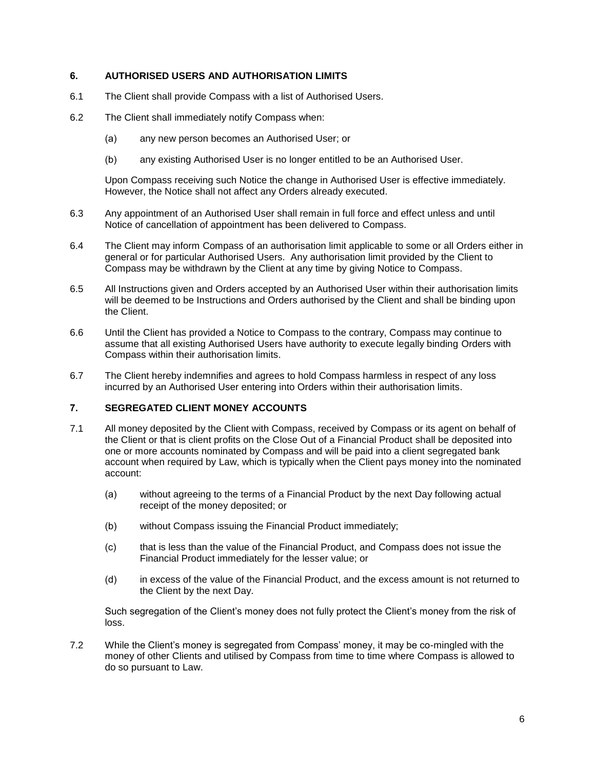## 6. AUTHORISED USERS AND AUTHORISATION LIMITS

6.1 The Client shall provide Compass with a list of Authorised Users.

6.2 The Client shall immediately notify Compass when:

(a) any new person becomes an Authorised User; or

(b) any existing Authorised User is no longer entitled to be an Authorised User.

Upon Compass receiving such Notice the change in Authorised User is effective immediately. However, the Notice shall not affect any Orders already executed.

6.3 Any appointment of an Authorised User shall remain in full force and effect unless and until Notice of cancellation of appointment has been delivered to Compass.

6.4 The Client may inform Compass of an authorisation limit applicable to some or all Orders either in general or for particular Authorised Users. Any authorisation limit provided by the Client to Compass may be withdrawn by the Client at any time by giving Notice to Compass.

6.5 All Instructions given and Orders accepted by an Authorised User within their authorisation limits will be deemed to be Instructions and Orders authorised by the Client and shall be binding upon the Client.

6.6 Until the Client has provided a Notice to Compass to the contrary, Compass may continue to assume that all existing Authorised Users have authority to execute legally binding Orders with Compass within their authorisation limits.

6.7 The Client hereby indemnifies and agrees to hold Compass harmless in respect of any loss incurred by an Authorised User entering into Orders within their authorisation limits.

## 7. SEGREGATED CLIENT MONEY ACCOUNTS

7.1 All money deposited by the Client with Compass, received by Compass or its agent on behalf of the Client or that is client profits on the Close Out of a Financial Product shall be deposited into one or more accounts nominated by Compass and will be paid into a client segregated bank account when required by Law, which is typically when the Client pays money into the nominated account:

(a) without agreeing to the terms of a Financial Product by the next Day following actual receipt of the money deposited; or

(b) without Compass issuing the Financial Product immediately;

(c) that is less than the value of the Financial Product, and Compass does not issue the Financial Product immediately for the lesser value; or

(d) in excess of the value of the Financial Product, and the excess amount is not returned to the Client by the next Day.

Such segregation of the Client's money does not fully protect the Client's money from the risk of loss.

7.2 While the Client's money is segregated from Compass' money, it may be co-mingled with the money of other Clients and utilised by Compass from time to time where Compass is allowed to do so pursuant to Law.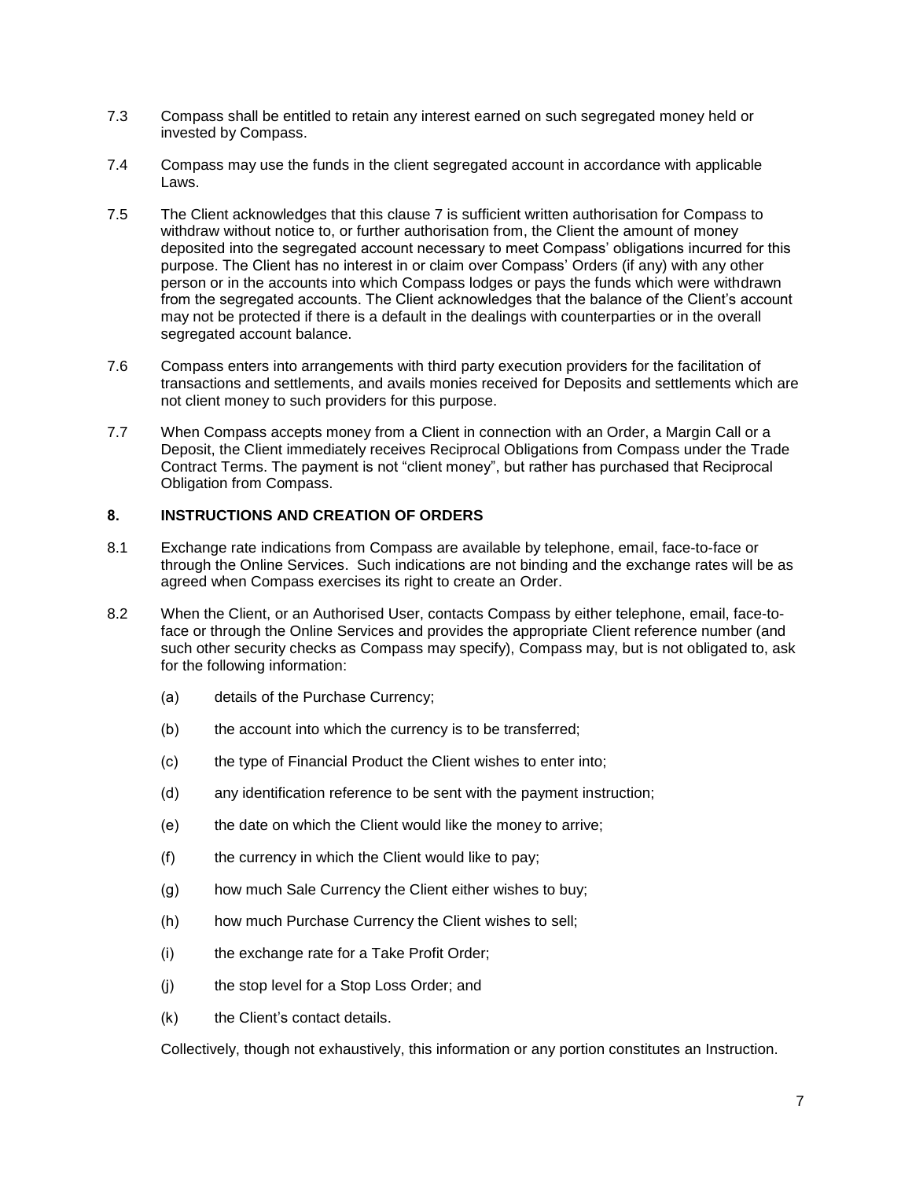7.3 Compass shall be entitled to retain any interest earned on such segregated money held or invested by Compass.

7.4 Compass may use the funds in the client segregated account in accordance with applicable Laws.

7.5 The Client acknowledges that this clause 7 is sufficient written authorisation for Compass to withdraw without notice to, or further authorisation from, the Client the amount of money deposited into the segregated account necessary to meet Compass' obligations incurred for this purpose. The Client has no interest in or claim over Compass' Orders (if any) with any other person or in the accounts into which Compass lodges or pays the funds which were withdrawn from the segregated accounts. The Client acknowledges that the balance of the Client's account may not be protected if there is a default in the dealings with counterparties or in the overall segregated account balance.

7.6 Compass enters into arrangements with third party execution providers for the facilitation of transactions and settlements, and avails monies received for Deposits and settlements which are not client money to such providers for this purpose.

7.7 When Compass accepts money from a Client in connection with an Order, a Margin Call or a Deposit, the Client immediately receives Reciprocal Obligations from Compass under the Trade Contract Terms. The payment is not "client money", but rather has purchased that Reciprocal Obligation from Compass.

## 8. INSTRUCTIONS AND CREATION OF ORDERS

8.1 Exchange rate indications from Compass are available by telephone, email, face-to-face or through the Online Services. Such indications are not binding and the exchange rates will be as agreed when Compass exercises its right to create an Order.

8.2 When the Client, or an Authorised User, contacts Compass by either telephone, email, face-to-face or through the Online Services and provides the appropriate Client reference number (and such other security checks as Compass may specify), Compass may, but is not obligated to, ask for the following information:

(a) details of the Purchase Currency;

(b) the account into which the currency is to be transferred;

(c) the type of Financial Product the Client wishes to enter into;

(d) any identification reference to be sent with the payment instruction;

(e) the date on which the Client would like the money to arrive;

(f) the currency in which the Client would like to pay;

(g) how much Sale Currency the Client either wishes to buy;

(h) how much Purchase Currency the Client wishes to sell;

(i) the exchange rate for a Take Profit Order;

(j) the stop level for a Stop Loss Order; and

(k) the Client's contact details.

Collectively, though not exhaustively, this information or any portion constitutes an Instruction.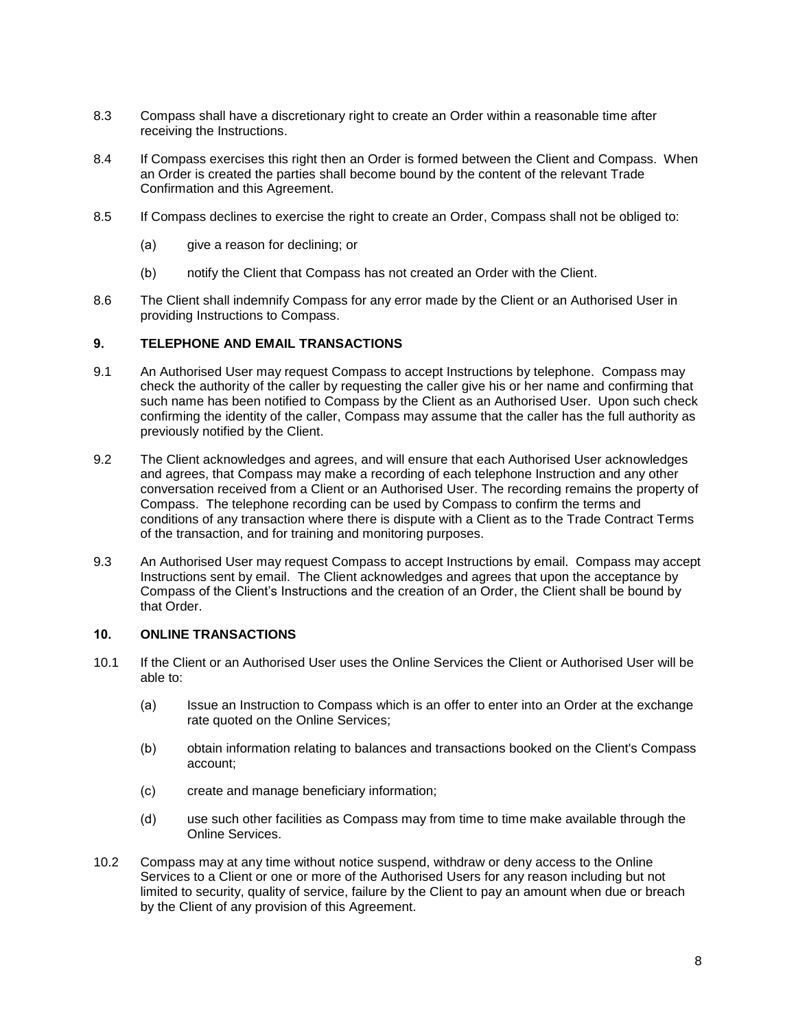8.3 Compass shall have a discretionary right to create an Order within a reasonable time after receiving the Instructions.

8.4 If Compass exercises this right then an Order is formed between the Client and Compass. When an Order is created the parties shall become bound by the content of the relevant Trade Confirmation and this Agreement.

8.5 If Compass declines to exercise the right to create an Order, Compass shall not be obliged to:

(a) give a reason for declining; or

(b) notify the Client that Compass has not created an Order with the Client.

8.6 The Client shall indemnify Compass for any error made by the Client or an Authorised User in providing Instructions to Compass.

## 9. TELEPHONE AND EMAIL TRANSACTIONS

9.1 An Authorised User may request Compass to accept Instructions by telephone. Compass may check the authority of the caller by requesting the caller give his or her name and confirming that such name has been notified to Compass by the Client as an Authorised User. Upon such check confirming the identity of the caller, Compass may assume that the caller has the full authority as previously notified by the Client.

9.2 The Client acknowledges and agrees, and will ensure that each Authorised User acknowledges and agrees, that Compass may make a recording of each telephone Instruction and any other conversation received from a Client or an Authorised User. The recording remains the property of Compass. The telephone recording can be used by Compass to confirm the terms and conditions of any transaction where there is dispute with a Client as to the Trade Contract Terms of the transaction, and for training and monitoring purposes.

9.3 An Authorised User may request Compass to accept Instructions by email. Compass may accept Instructions sent by email. The Client acknowledges and agrees that upon the acceptance by Compass of the Client's Instructions and the creation of an Order, the Client shall be bound by that Order.

## 10. ONLINE TRANSACTIONS

10.1 If the Client or an Authorised User uses the Online Services the Client or Authorised User will be able to:

(a) Issue an Instruction to Compass which is an offer to enter into an Order at the exchange rate quoted on the Online Services;

(b) obtain information relating to balances and transactions booked on the Client's Compass account;

(c) create and manage beneficiary information;

(d) use such other facilities as Compass may from time to time make available through the Online Services.

10.2 Compass may at any time without notice suspend, withdraw or deny access to the Online Services to a Client or one or more of the Authorised Users for any reason including but not limited to security, quality of service, failure by the Client to pay an amount when due or breach by the Client of any provision of this Agreement.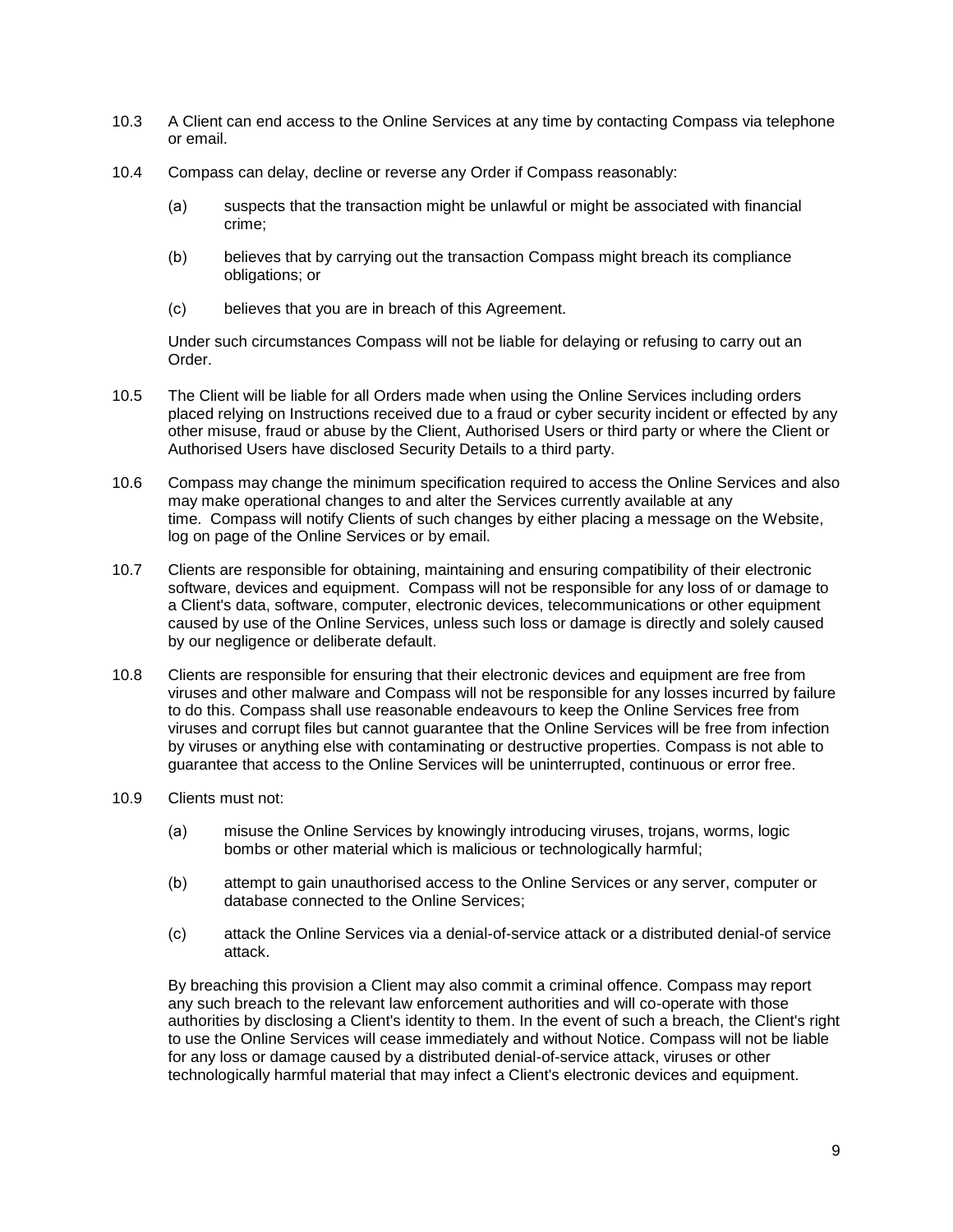10.3 A Client can end access to the Online Services at any time by contacting Compass via telephone or email.

10.4 Compass can delay, decline or reverse any Order if Compass reasonably:

(a) suspects that the transaction might be unlawful or might be associated with financial crime;

(b) believes that by carrying out the transaction Compass might breach its compliance obligations; or

(c) believes that you are in breach of this Agreement.

Under such circumstances Compass will not be liable for delaying or refusing to carry out an Order.

10.5 The Client will be liable for all Orders made when using the Online Services including orders placed relying on Instructions received due to a fraud or cyber security incident or effected by any other misuse, fraud or abuse by the Client, Authorised Users or third party or where the Client or Authorised Users have disclosed Security Details to a third party.

10.6 Compass may change the minimum specification required to access the Online Services and also may make operational changes to and alter the Services currently available at any time. Compass will notify Clients of such changes by either placing a message on the Website, log on page of the Online Services or by email.

10.7 Clients are responsible for obtaining, maintaining and ensuring compatibility of their electronic software, devices and equipment. Compass will not be responsible for any loss of or damage to a Client's data, software, computer, electronic devices, telecommunications or other equipment caused by use of the Online Services, unless such loss or damage is directly and solely caused by our negligence or deliberate default.

10.8 Clients are responsible for ensuring that their electronic devices and equipment are free from viruses and other malware and Compass will not be responsible for any losses incurred by failure to do this. Compass shall use reasonable endeavours to keep the Online Services free from viruses and corrupt files but cannot guarantee that the Online Services will be free from infection by viruses or anything else with contaminating or destructive properties. Compass is not able to guarantee that access to the Online Services will be uninterrupted, continuous or error free.

10.9 Clients must not:

(a) misuse the Online Services by knowingly introducing viruses, trojans, worms, logic bombs or other material which is malicious or technologically harmful;

(b) attempt to gain unauthorised access to the Online Services or any server, computer or database connected to the Online Services;

(c) attack the Online Services via a denial-of-service attack or a distributed denial-of service attack.

By breaching this provision a Client may also commit a criminal offence. Compass may report any such breach to the relevant law enforcement authorities and will co-operate with those authorities by disclosing a Client's identity to them. In the event of such a breach, the Client's right to use the Online Services will cease immediately and without Notice. Compass will not be liable for any loss or damage caused by a distributed denial-of-service attack, viruses or other technologically harmful material that may infect a Client's electronic devices and equipment.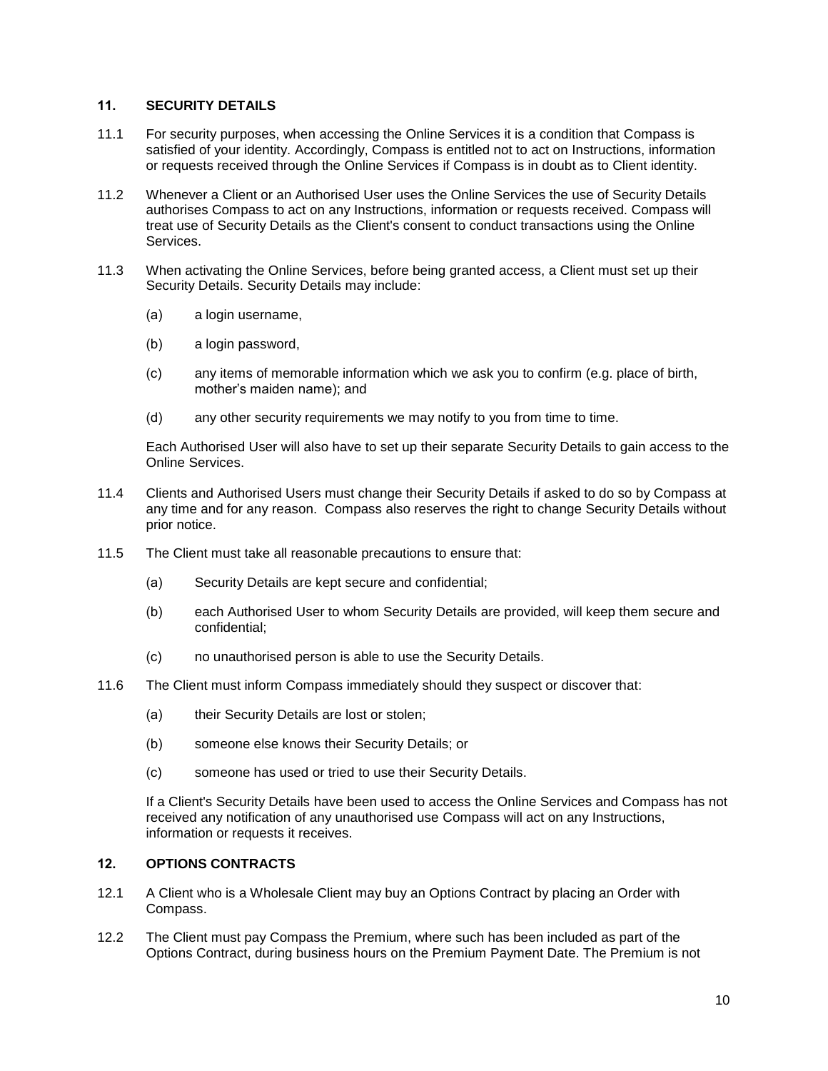## 11. SECURITY DETAILS

11.1 For security purposes, when accessing the Online Services it is a condition that Compass is satisfied of your identity. Accordingly, Compass is entitled not to act on Instructions, information or requests received through the Online Services if Compass is in doubt as to Client identity.

11.2 Whenever a Client or an Authorised User uses the Online Services the use of Security Details authorises Compass to act on any Instructions, information or requests received. Compass will treat use of Security Details as the Client's consent to conduct transactions using the Online Services.

11.3 When activating the Online Services, before being granted access, a Client must set up their Security Details. Security Details may include:

(a) a login username,

(b) a login password,

(c) any items of memorable information which we ask you to confirm (e.g. place of birth, mother's maiden name); and

(d) any other security requirements we may notify to you from time to time.

Each Authorised User will also have to set up their separate Security Details to gain access to the Online Services.

11.4 Clients and Authorised Users must change their Security Details if asked to do so by Compass at any time and for any reason. Compass also reserves the right to change Security Details without prior notice.

11.5 The Client must take all reasonable precautions to ensure that:

(a) Security Details are kept secure and confidential;

(b) each Authorised User to whom Security Details are provided, will keep them secure and confidential;

(c) no unauthorised person is able to use the Security Details.

11.6 The Client must inform Compass immediately should they suspect or discover that:

(a) their Security Details are lost or stolen;

(b) someone else knows their Security Details; or

(c) someone has used or tried to use their Security Details.

If a Client's Security Details have been used to access the Online Services and Compass has not received any notification of any unauthorised use Compass will act on any Instructions, information or requests it receives.

## 12. OPTIONS CONTRACTS

12.1 A Client who is a Wholesale Client may buy an Options Contract by placing an Order with Compass.

12.2 The Client must pay Compass the Premium, where such has been included as part of the Options Contract, during business hours on the Premium Payment Date. The Premium is not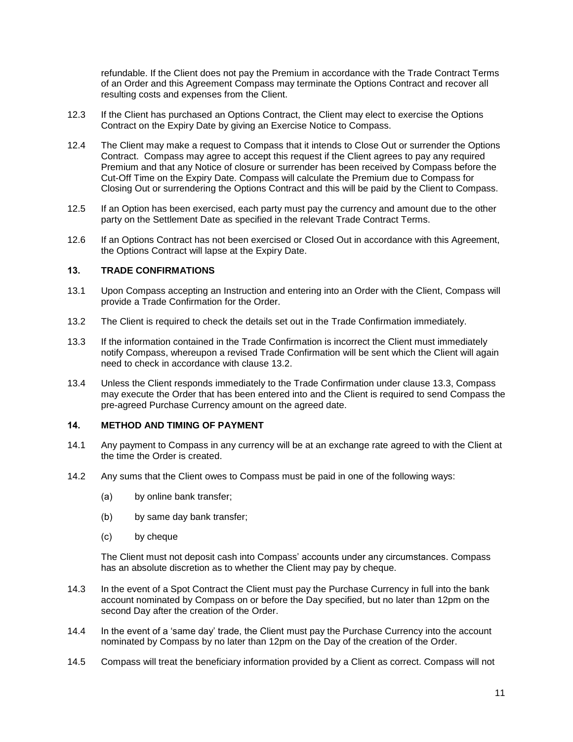refundable. If the Client does not pay the Premium in accordance with the Trade Contract Terms of an Order and this Agreement Compass may terminate the Options Contract and recover all resulting costs and expenses from the Client.

12.3 If the Client has purchased an Options Contract, the Client may elect to exercise the Options Contract on the Expiry Date by giving an Exercise Notice to Compass.

12.4 The Client may make a request to Compass that it intends to Close Out or surrender the Options Contract. Compass may agree to accept this request if the Client agrees to pay any required Premium and that any Notice of closure or surrender has been received by Compass before the Cut-Off Time on the Expiry Date. Compass will calculate the Premium due to Compass for Closing Out or surrendering the Options Contract and this will be paid by the Client to Compass.

12.5 If an Option has been exercised, each party must pay the currency and amount due to the other party on the Settlement Date as specified in the relevant Trade Contract Terms.

12.6 If an Options Contract has not been exercised or Closed Out in accordance with this Agreement, the Options Contract will lapse at the Expiry Date.

## 13. TRADE CONFIRMATIONS

13.1 Upon Compass accepting an Instruction and entering into an Order with the Client, Compass will provide a Trade Confirmation for the Order.

13.2 The Client is required to check the details set out in the Trade Confirmation immediately.

13.3 If the information contained in the Trade Confirmation is incorrect the Client must immediately notify Compass, whereupon a revised Trade Confirmation will be sent which the Client will again need to check in accordance with clause 13.2.

13.4 Unless the Client responds immediately to the Trade Confirmation under clause 13.3, Compass may execute the Order that has been entered into and the Client is required to send Compass the pre-agreed Purchase Currency amount on the agreed date.

## 14. METHOD AND TIMING OF PAYMENT

14.1 Any payment to Compass in any currency will be at an exchange rate agreed to with the Client at the time the Order is created.

14.2 Any sums that the Client owes to Compass must be paid in one of the following ways:

(a) by online bank transfer;

(b) by same day bank transfer;

(c) by cheque

The Client must not deposit cash into Compass' accounts under any circumstances. Compass has an absolute discretion as to whether the Client may pay by cheque.

14.3 In the event of a Spot Contract the Client must pay the Purchase Currency in full into the bank account nominated by Compass on or before the Day specified, but no later than 12pm on the second Day after the creation of the Order.

14.4 In the event of a 'same day' trade, the Client must pay the Purchase Currency into the account nominated by Compass by no later than 12pm on the Day of the creation of the Order.

14.5 Compass will treat the beneficiary information provided by a Client as correct. Compass will not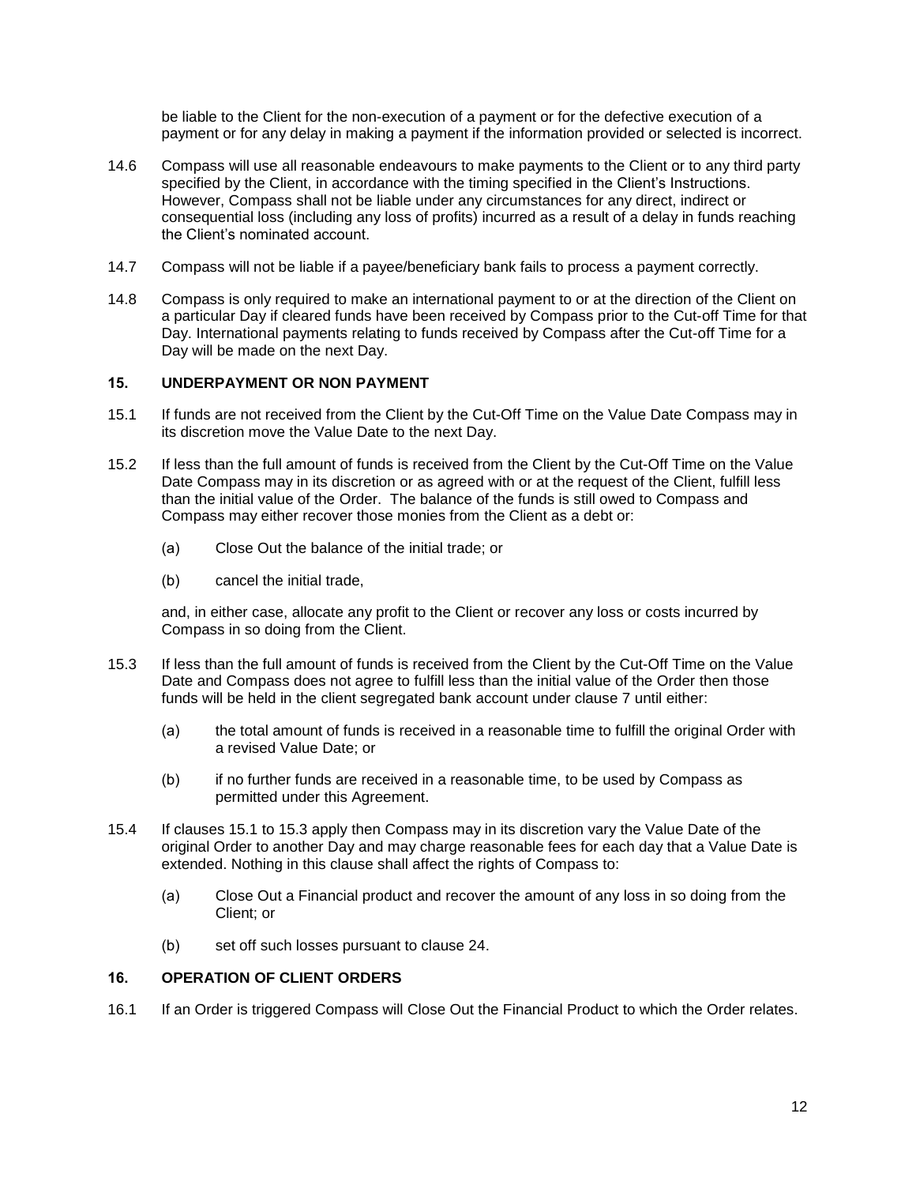be liable to the Client for the non-execution of a payment or for the defective execution of a payment or for any delay in making a payment if the information provided or selected is incorrect.

14.6 Compass will use all reasonable endeavours to make payments to the Client or to any third party specified by the Client, in accordance with the timing specified in the Client's Instructions. However, Compass shall not be liable under any circumstances for any direct, indirect or consequential loss (including any loss of profits) incurred as a result of a delay in funds reaching the Client's nominated account.

14.7 Compass will not be liable if a payee/beneficiary bank fails to process a payment correctly.

14.8 Compass is only required to make an international payment to or at the direction of the Client on a particular Day if cleared funds have been received by Compass prior to the Cut-off Time for that Day. International payments relating to funds received by Compass after the Cut-off Time for a Day will be made on the next Day.

## 15. UNDERPAYMENT OR NON PAYMENT

15.1 If funds are not received from the Client by the Cut-Off Time on the Value Date Compass may in its discretion move the Value Date to the next Day.

15.2 If less than the full amount of funds is received from the Client by the Cut-Off Time on the Value Date Compass may in its discretion or as agreed with or at the request of the Client, fulfill less than the initial value of the Order. The balance of the funds is still owed to Compass and Compass may either recover those monies from the Client as a debt or:

(a) Close Out the balance of the initial trade; or

(b) cancel the initial trade,

and, in either case, allocate any profit to the Client or recover any loss or costs incurred by Compass in so doing from the Client.

15.3 If less than the full amount of funds is received from the Client by the Cut-Off Time on the Value Date and Compass does not agree to fulfill less than the initial value of the Order then those funds will be held in the client segregated bank account under clause 7 until either:

(a) the total amount of funds is received in a reasonable time to fulfill the original Order with a revised Value Date; or

(b) if no further funds are received in a reasonable time, to be used by Compass as permitted under this Agreement.

15.4 If clauses 15.1 to 15.3 apply then Compass may in its discretion vary the Value Date of the original Order to another Day and may charge reasonable fees for each day that a Value Date is extended. Nothing in this clause shall affect the rights of Compass to:

(a) Close Out a Financial product and recover the amount of any loss in so doing from the Client; or

(b) set off such losses pursuant to clause 24.

## 16. OPERATION OF CLIENT ORDERS

16.1 If an Order is triggered Compass will Close Out the Financial Product to which the Order relates.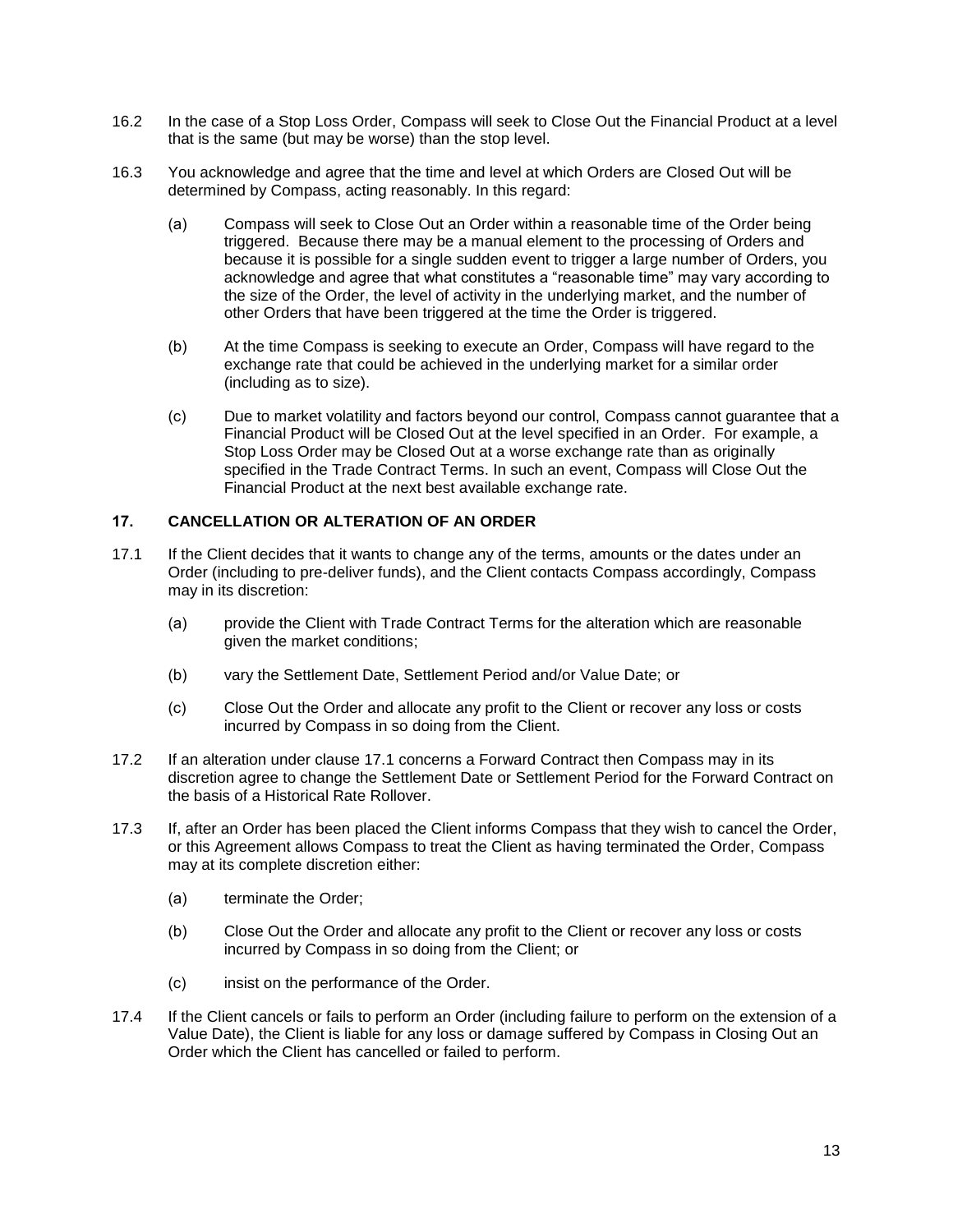16.2 In the case of a Stop Loss Order, Compass will seek to Close Out the Financial Product at a level that is the same (but may be worse) than the stop level.

16.3 You acknowledge and agree that the time and level at which Orders are Closed Out will be determined by Compass, acting reasonably. In this regard:

(a) Compass will seek to Close Out an Order within a reasonable time of the Order being triggered. Because there may be a manual element to the processing of Orders and because it is possible for a single sudden event to trigger a large number of Orders, you acknowledge and agree that what constitutes a "reasonable time" may vary according to the size of the Order, the level of activity in the underlying market, and the number of other Orders that have been triggered at the time the Order is triggered.

(b) At the time Compass is seeking to execute an Order, Compass will have regard to the exchange rate that could be achieved in the underlying market for a similar order (including as to size).

(c) Due to market volatility and factors beyond our control, Compass cannot guarantee that a Financial Product will be Closed Out at the level specified in an Order. For example, a Stop Loss Order may be Closed Out at a worse exchange rate than as originally specified in the Trade Contract Terms. In such an event, Compass will Close Out the Financial Product at the next best available exchange rate.

## 17. CANCELLATION OR ALTERATION OF AN ORDER

17.1 If the Client decides that it wants to change any of the terms, amounts or the dates under an Order (including to pre-deliver funds), and the Client contacts Compass accordingly, Compass may in its discretion:

(a) provide the Client with Trade Contract Terms for the alteration which are reasonable given the market conditions;

(b) vary the Settlement Date, Settlement Period and/or Value Date; or

(c) Close Out the Order and allocate any profit to the Client or recover any loss or costs incurred by Compass in so doing from the Client.

17.2 If an alteration under clause 17.1 concerns a Forward Contract then Compass may in its discretion agree to change the Settlement Date or Settlement Period for the Forward Contract on the basis of a Historical Rate Rollover.

17.3 If, after an Order has been placed the Client informs Compass that they wish to cancel the Order, or this Agreement allows Compass to treat the Client as having terminated the Order, Compass may at its complete discretion either:

(a) terminate the Order;

(b) Close Out the Order and allocate any profit to the Client or recover any loss or costs incurred by Compass in so doing from the Client; or

(c) insist on the performance of the Order.

17.4 If the Client cancels or fails to perform an Order (including failure to perform on the extension of a Value Date), the Client is liable for any loss or damage suffered by Compass in Closing Out an Order which the Client has cancelled or failed to perform.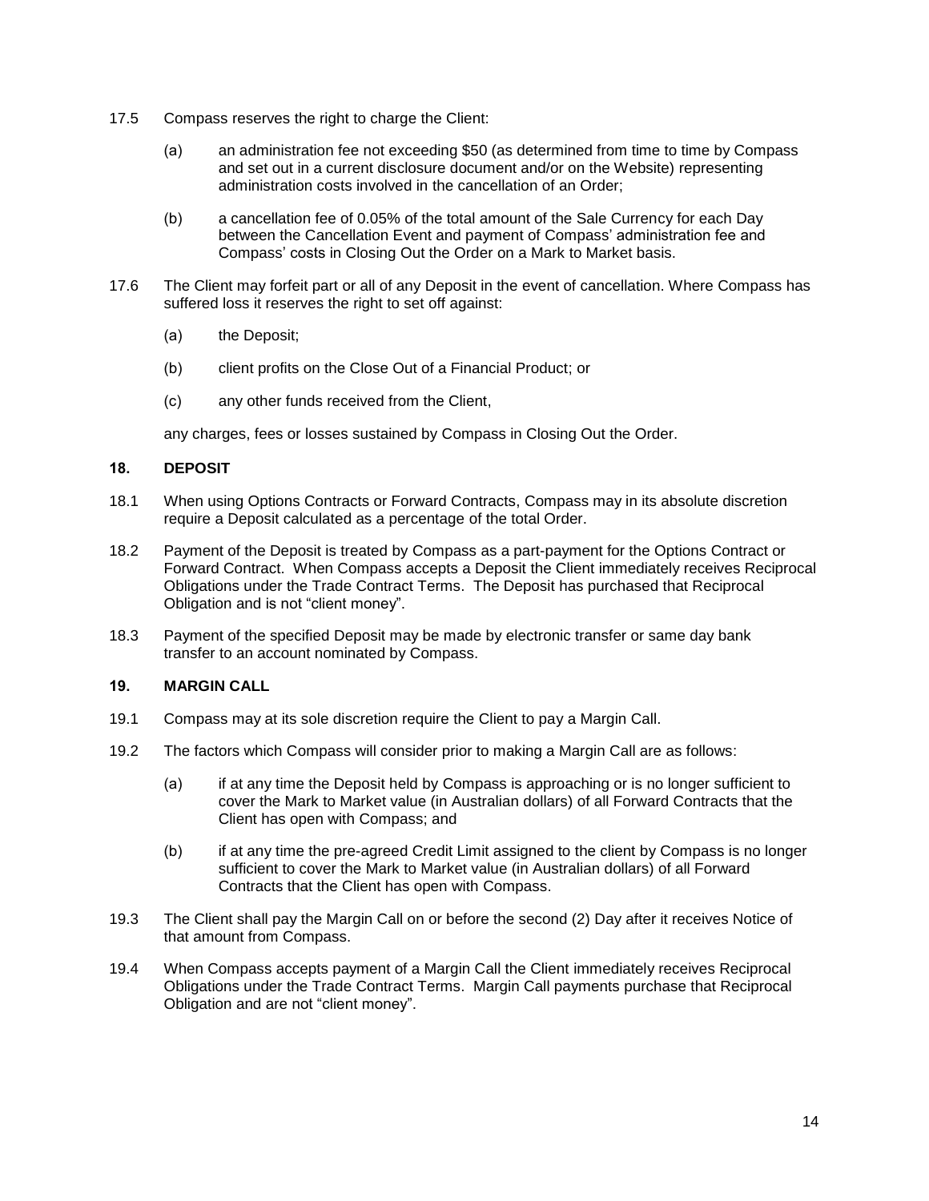17.5 Compass reserves the right to charge the Client:

(a) an administration fee not exceeding $50 (as determined from time to time by Compass and set out in a current disclosure document and/or on the Website) representing administration costs involved in the cancellation of an Order;

(b) a cancellation fee of 0.05% of the total amount of the Sale Currency for each Day between the Cancellation Event and payment of Compass' administration fee and Compass' costs in Closing Out the Order on a Mark to Market basis.

17.6 The Client may forfeit part or all of any Deposit in the event of cancellation. Where Compass has suffered loss it reserves the right to set off against:

(a) the Deposit;

(b) client profits on the Close Out of a Financial Product; or

(c) any other funds received from the Client,

any charges, fees or losses sustained by Compass in Closing Out the Order.

## 18. DEPOSIT

18.1 When using Options Contracts or Forward Contracts, Compass may in its absolute discretion require a Deposit calculated as a percentage of the total Order.

18.2 Payment of the Deposit is treated by Compass as a part-payment for the Options Contract or Forward Contract. When Compass accepts a Deposit the Client immediately receives Reciprocal Obligations under the Trade Contract Terms. The Deposit has purchased that Reciprocal Obligation and is not "client money".

18.3 Payment of the specified Deposit may be made by electronic transfer or same day bank transfer to an account nominated by Compass.

## 19. MARGIN CALL

19.1 Compass may at its sole discretion require the Client to pay a Margin Call.

19.2 The factors which Compass will consider prior to making a Margin Call are as follows:

(a) if at any time the Deposit held by Compass is approaching or is no longer sufficient to cover the Mark to Market value (in Australian dollars) of all Forward Contracts that the Client has open with Compass; and

(b) if at any time the pre-agreed Credit Limit assigned to the client by Compass is no longer sufficient to cover the Mark to Market value (in Australian dollars) of all Forward Contracts that the Client has open with Compass.

19.3 The Client shall pay the Margin Call on or before the second (2) Day after it receives Notice of that amount from Compass.

19.4 When Compass accepts payment of a Margin Call the Client immediately receives Reciprocal Obligations under the Trade Contract Terms. Margin Call payments purchase that Reciprocal Obligation and are not "client money".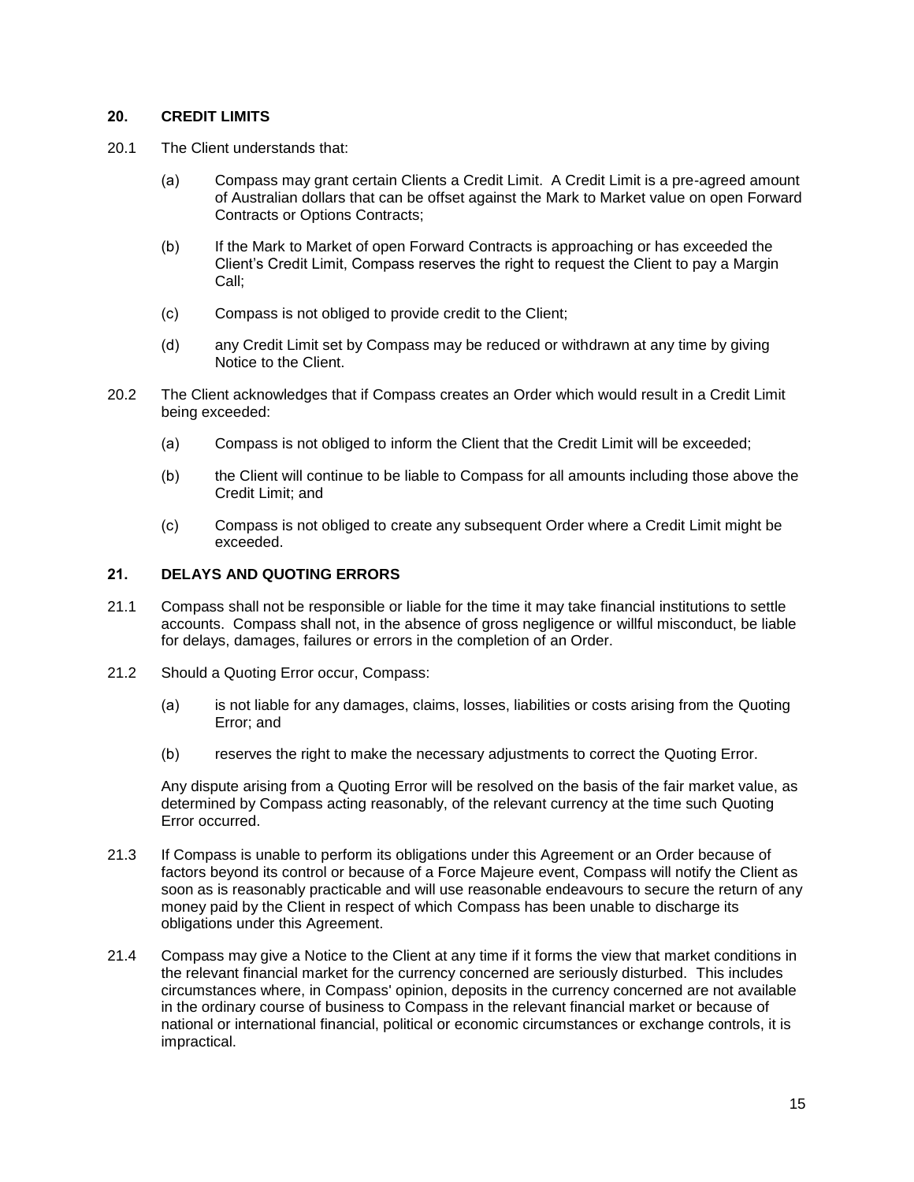## 20. CREDIT LIMITS

20.1 The Client understands that:

(a) Compass may grant certain Clients a Credit Limit. A Credit Limit is a pre-agreed amount of Australian dollars that can be offset against the Mark to Market value on open Forward Contracts or Options Contracts;

(b) If the Mark to Market of open Forward Contracts is approaching or has exceeded the Client's Credit Limit, Compass reserves the right to request the Client to pay a Margin Call;

(c) Compass is not obliged to provide credit to the Client;

(d) any Credit Limit set by Compass may be reduced or withdrawn at any time by giving Notice to the Client.

20.2 The Client acknowledges that if Compass creates an Order which would result in a Credit Limit being exceeded:

(a) Compass is not obliged to inform the Client that the Credit Limit will be exceeded;

(b) the Client will continue to be liable to Compass for all amounts including those above the Credit Limit; and

(c) Compass is not obliged to create any subsequent Order where a Credit Limit might be exceeded.

## 21. DELAYS AND QUOTING ERRORS

21.1 Compass shall not be responsible or liable for the time it may take financial institutions to settle accounts. Compass shall not, in the absence of gross negligence or willful misconduct, be liable for delays, damages, failures or errors in the completion of an Order.

21.2 Should a Quoting Error occur, Compass:

(a) is not liable for any damages, claims, losses, liabilities or costs arising from the Quoting Error; and

(b) reserves the right to make the necessary adjustments to correct the Quoting Error.

Any dispute arising from a Quoting Error will be resolved on the basis of the fair market value, as determined by Compass acting reasonably, of the relevant currency at the time such Quoting Error occurred.

21.3 If Compass is unable to perform its obligations under this Agreement or an Order because of factors beyond its control or because of a Force Majeure event, Compass will notify the Client as soon as is reasonably practicable and will use reasonable endeavours to secure the return of any money paid by the Client in respect of which Compass has been unable to discharge its obligations under this Agreement.

21.4 Compass may give a Notice to the Client at any time if it forms the view that market conditions in the relevant financial market for the currency concerned are seriously disturbed. This includes circumstances where, in Compass' opinion, deposits in the currency concerned are not available in the ordinary course of business to Compass in the relevant financial market or because of national or international financial, political or economic circumstances or exchange controls, it is impractical.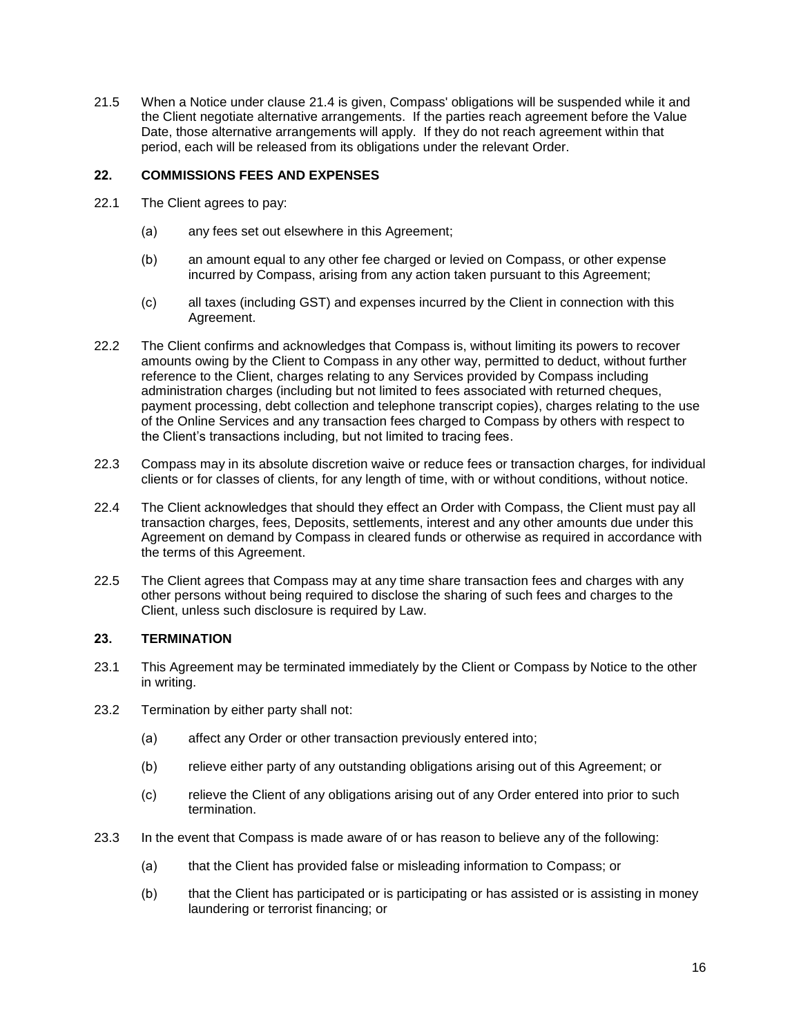21.5 When a Notice under clause 21.4 is given, Compass' obligations will be suspended while it and the Client negotiate alternative arrangements. If the parties reach agreement before the Value Date, those alternative arrangements will apply. If they do not reach agreement within that period, each will be released from its obligations under the relevant Order.

## 22. COMMISSIONS FEES AND EXPENSES

22.1 The Client agrees to pay:

(a) any fees set out elsewhere in this Agreement;

(b) an amount equal to any other fee charged or levied on Compass, or other expense incurred by Compass, arising from any action taken pursuant to this Agreement;

(c) all taxes (including GST) and expenses incurred by the Client in connection with this Agreement.

22.2 The Client confirms and acknowledges that Compass is, without limiting its powers to recover amounts owing by the Client to Compass in any other way, permitted to deduct, without further reference to the Client, charges relating to any Services provided by Compass including administration charges (including but not limited to fees associated with returned cheques, payment processing, debt collection and telephone transcript copies), charges relating to the use of the Online Services and any transaction fees charged to Compass by others with respect to the Client's transactions including, but not limited to tracing fees.

22.3 Compass may in its absolute discretion waive or reduce fees or transaction charges, for individual clients or for classes of clients, for any length of time, with or without conditions, without notice.

22.4 The Client acknowledges that should they effect an Order with Compass, the Client must pay all transaction charges, fees, Deposits, settlements, interest and any other amounts due under this Agreement on demand by Compass in cleared funds or otherwise as required in accordance with the terms of this Agreement.

22.5 The Client agrees that Compass may at any time share transaction fees and charges with any other persons without being required to disclose the sharing of such fees and charges to the Client, unless such disclosure is required by Law.

## 23. TERMINATION

23.1 This Agreement may be terminated immediately by the Client or Compass by Notice to the other in writing.

23.2 Termination by either party shall not:

(a) affect any Order or other transaction previously entered into;

(b) relieve either party of any outstanding obligations arising out of this Agreement; or

(c) relieve the Client of any obligations arising out of any Order entered into prior to such termination.

23.3 In the event that Compass is made aware of or has reason to believe any of the following:

(a) that the Client has provided false or misleading information to Compass; or

(b) that the Client has participated or is participating or has assisted or is assisting in money laundering or terrorist financing; or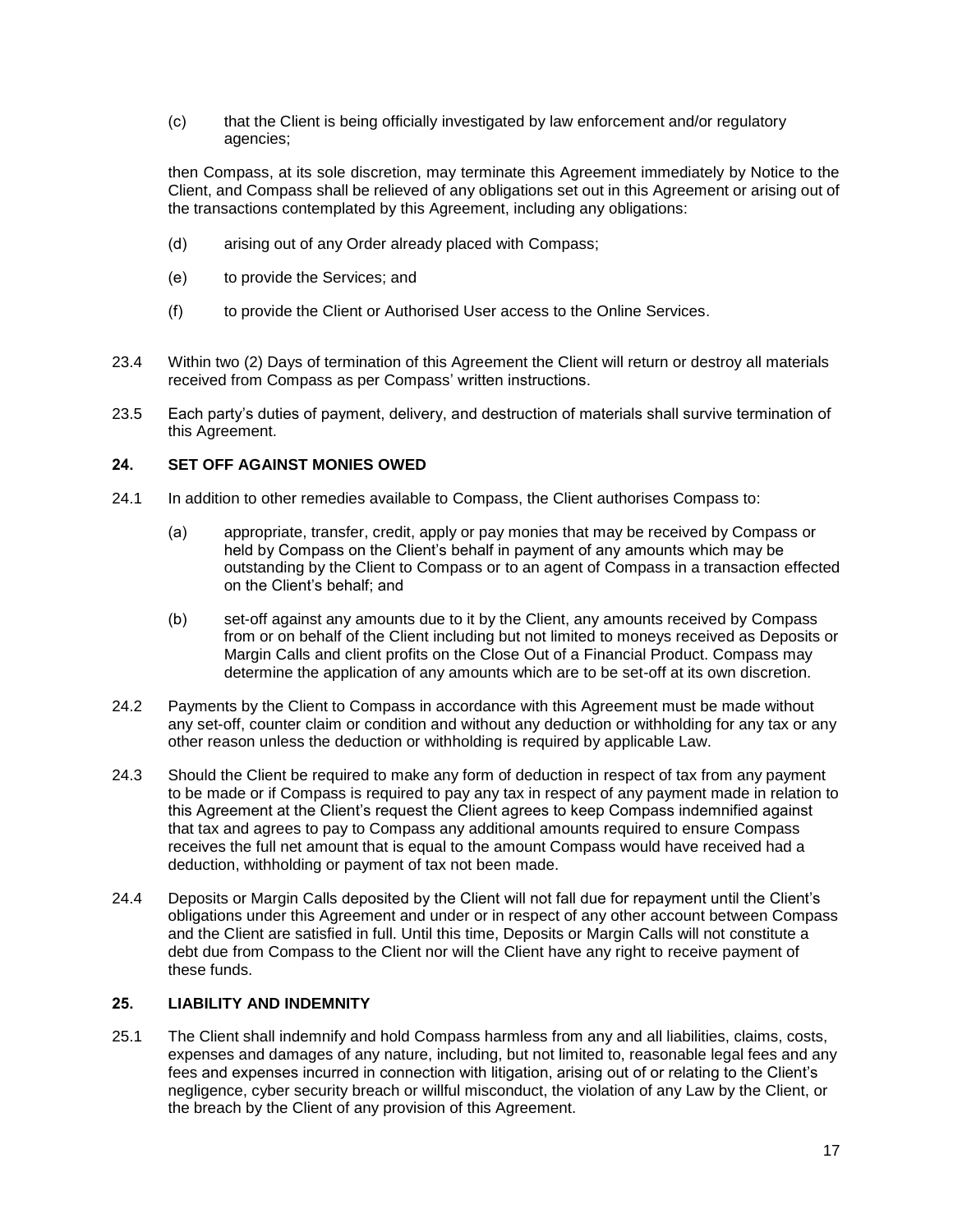(c) that the Client is being officially investigated by law enforcement and/or regulatory agencies;

then Compass, at its sole discretion, may terminate this Agreement immediately by Notice to the Client, and Compass shall be relieved of any obligations set out in this Agreement or arising out of the transactions contemplated by this Agreement, including any obligations:

(d) arising out of any Order already placed with Compass;

(e) to provide the Services; and

(f) to provide the Client or Authorised User access to the Online Services.

23.4 Within two (2) Days of termination of this Agreement the Client will return or destroy all materials received from Compass as per Compass' written instructions.

23.5 Each party's duties of payment, delivery, and destruction of materials shall survive termination of this Agreement.

## 24. SET OFF AGAINST MONIES OWED

24.1 In addition to other remedies available to Compass, the Client authorises Compass to:

(a) appropriate, transfer, credit, apply or pay monies that may be received by Compass or held by Compass on the Client's behalf in payment of any amounts which may be outstanding by the Client to Compass or to an agent of Compass in a transaction effected on the Client's behalf; and

(b) set-off against any amounts due to it by the Client, any amounts received by Compass from or on behalf of the Client including but not limited to moneys received as Deposits or Margin Calls and client profits on the Close Out of a Financial Product. Compass may determine the application of any amounts which are to be set-off at its own discretion.

24.2 Payments by the Client to Compass in accordance with this Agreement must be made without any set-off, counter claim or condition and without any deduction or withholding for any tax or any other reason unless the deduction or withholding is required by applicable Law.

24.3 Should the Client be required to make any form of deduction in respect of tax from any payment to be made or if Compass is required to pay any tax in respect of any payment made in relation to this Agreement at the Client's request the Client agrees to keep Compass indemnified against that tax and agrees to pay to Compass any additional amounts required to ensure Compass receives the full net amount that is equal to the amount Compass would have received had a deduction, withholding or payment of tax not been made.

24.4 Deposits or Margin Calls deposited by the Client will not fall due for repayment until the Client's obligations under this Agreement and under or in respect of any other account between Compass and the Client are satisfied in full. Until this time, Deposits or Margin Calls will not constitute a debt due from Compass to the Client nor will the Client have any right to receive payment of these funds.

## 25. LIABILITY AND INDEMNITY

25.1 The Client shall indemnify and hold Compass harmless from any and all liabilities, claims, costs, expenses and damages of any nature, including, but not limited to, reasonable legal fees and any fees and expenses incurred in connection with litigation, arising out of or relating to the Client's negligence, cyber security breach or willful misconduct, the violation of any Law by the Client, or the breach by the Client of any provision of this Agreement.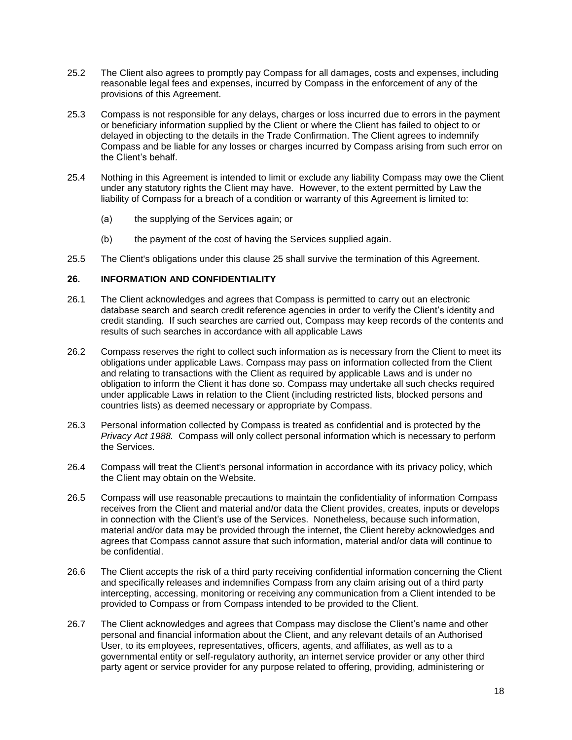25.2 The Client also agrees to promptly pay Compass for all damages, costs and expenses, including reasonable legal fees and expenses, incurred by Compass in the enforcement of any of the provisions of this Agreement.

25.3 Compass is not responsible for any delays, charges or loss incurred due to errors in the payment or beneficiary information supplied by the Client or where the Client has failed to object to or delayed in objecting to the details in the Trade Confirmation. The Client agrees to indemnify Compass and be liable for any losses or charges incurred by Compass arising from such error on the Client's behalf.

25.4 Nothing in this Agreement is intended to limit or exclude any liability Compass may owe the Client under any statutory rights the Client may have. However, to the extent permitted by Law the liability of Compass for a breach of a condition or warranty of this Agreement is limited to:

(a) the supplying of the Services again; or

(b) the payment of the cost of having the Services supplied again.

25.5 The Client's obligations under this clause 25 shall survive the termination of this Agreement.

## 26. INFORMATION AND CONFIDENTIALITY

26.1 The Client acknowledges and agrees that Compass is permitted to carry out an electronic database search and search credit reference agencies in order to verify the Client's identity and credit standing. If such searches are carried out, Compass may keep records of the contents and results of such searches in accordance with all applicable Laws

26.2 Compass reserves the right to collect such information as is necessary from the Client to meet its obligations under applicable Laws. Compass may pass on information collected from the Client and relating to transactions with the Client as required by applicable Laws and is under no obligation to inform the Client it has done so. Compass may undertake all such checks required under applicable Laws in relation to the Client (including restricted lists, blocked persons and countries lists) as deemed necessary or appropriate by Compass.

26.3 Personal information collected by Compass is treated as confidential and is protected by the *Privacy Act 1988.* Compass will only collect personal information which is necessary to perform the Services.

26.4 Compass will treat the Client's personal information in accordance with its privacy policy, which the Client may obtain on the Website.

26.5 Compass will use reasonable precautions to maintain the confidentiality of information Compass receives from the Client and material and/or data the Client provides, creates, inputs or develops in connection with the Client's use of the Services. Nonetheless, because such information, material and/or data may be provided through the internet, the Client hereby acknowledges and agrees that Compass cannot assure that such information, material and/or data will continue to be confidential.

26.6 The Client accepts the risk of a third party receiving confidential information concerning the Client and specifically releases and indemnifies Compass from any claim arising out of a third party intercepting, accessing, monitoring or receiving any communication from a Client intended to be provided to Compass or from Compass intended to be provided to the Client.

26.7 The Client acknowledges and agrees that Compass may disclose the Client's name and other personal and financial information about the Client, and any relevant details of an Authorised User, to its employees, representatives, officers, agents, and affiliates, as well as to a governmental entity or self-regulatory authority, an internet service provider or any other third party agent or service provider for any purpose related to offering, providing, administering or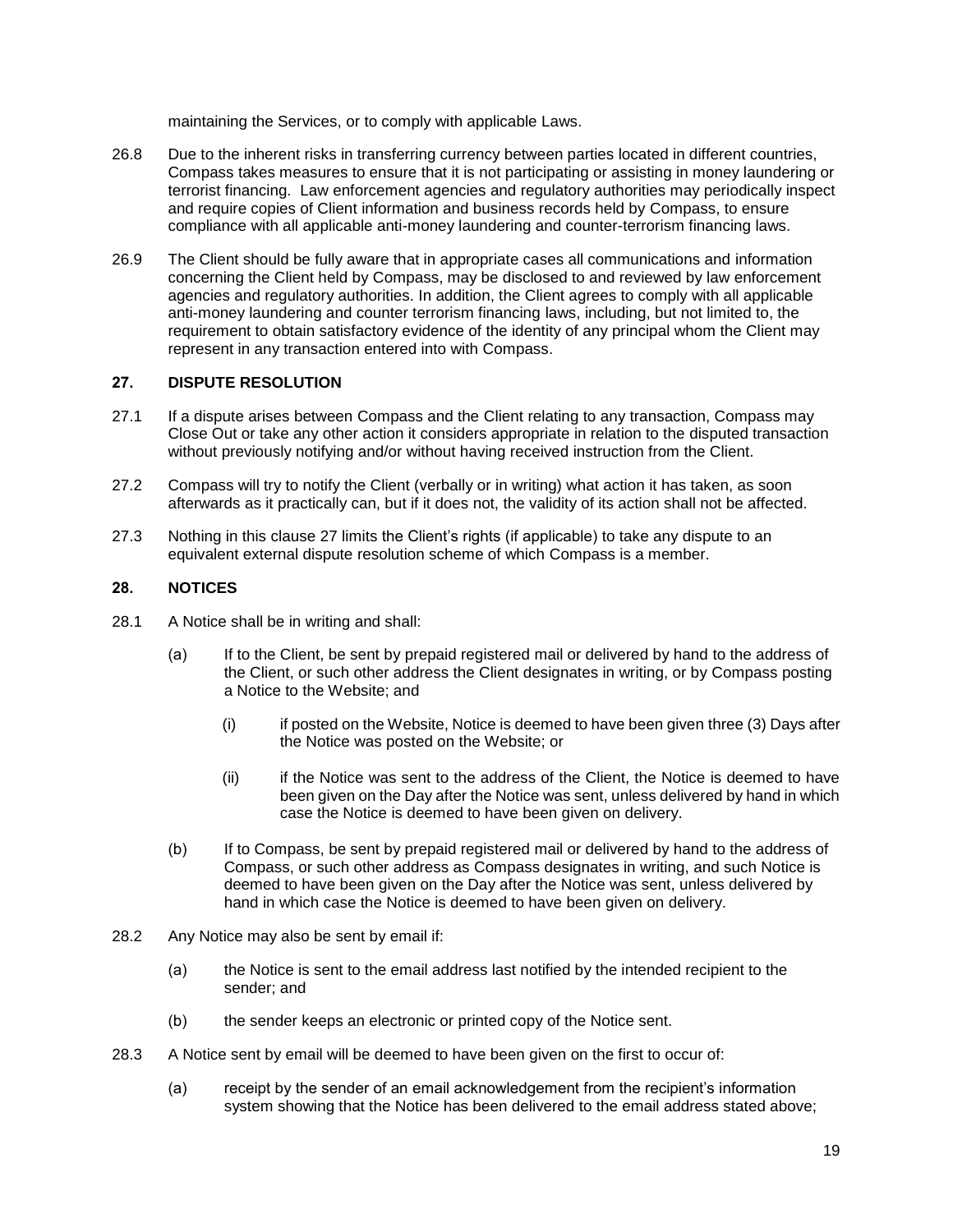maintaining the Services, or to comply with applicable Laws.

26.8 Due to the inherent risks in transferring currency between parties located in different countries, Compass takes measures to ensure that it is not participating or assisting in money laundering or terrorist financing. Law enforcement agencies and regulatory authorities may periodically inspect and require copies of Client information and business records held by Compass, to ensure compliance with all applicable anti-money laundering and counter-terrorism financing laws.

26.9 The Client should be fully aware that in appropriate cases all communications and information concerning the Client held by Compass, may be disclosed to and reviewed by law enforcement agencies and regulatory authorities. In addition, the Client agrees to comply with all applicable anti-money laundering and counter terrorism financing laws, including, but not limited to, the requirement to obtain satisfactory evidence of the identity of any principal whom the Client may represent in any transaction entered into with Compass.

## 27. DISPUTE RESOLUTION

27.1 If a dispute arises between Compass and the Client relating to any transaction, Compass may Close Out or take any other action it considers appropriate in relation to the disputed transaction without previously notifying and/or without having received instruction from the Client.

27.2 Compass will try to notify the Client (verbally or in writing) what action it has taken, as soon afterwards as it practically can, but if it does not, the validity of its action shall not be affected.

27.3 Nothing in this clause 27 limits the Client's rights (if applicable) to take any dispute to an equivalent external dispute resolution scheme of which Compass is a member.

## 28. NOTICES

28.1 A Notice shall be in writing and shall:

- (a) If to the Client, be sent by prepaid registered mail or delivered by hand to the address of the Client, or such other address the Client designates in writing, or by Compass posting a Notice to the Website; and
  - (i) if posted on the Website, Notice is deemed to have been given three (3) Days after the Notice was posted on the Website; or
  - (ii) if the Notice was sent to the address of the Client, the Notice is deemed to have been given on the Day after the Notice was sent, unless delivered by hand in which case the Notice is deemed to have been given on delivery.
- (b) If to Compass, be sent by prepaid registered mail or delivered by hand to the address of Compass, or such other address as Compass designates in writing, and such Notice is deemed to have been given on the Day after the Notice was sent, unless delivered by hand in which case the Notice is deemed to have been given on delivery.

28.2 Any Notice may also be sent by email if:

- (a) the Notice is sent to the email address last notified by the intended recipient to the sender; and
- (b) the sender keeps an electronic or printed copy of the Notice sent.

28.3 A Notice sent by email will be deemed to have been given on the first to occur of:

- (a) receipt by the sender of an email acknowledgement from the recipient's information system showing that the Notice has been delivered to the email address stated above;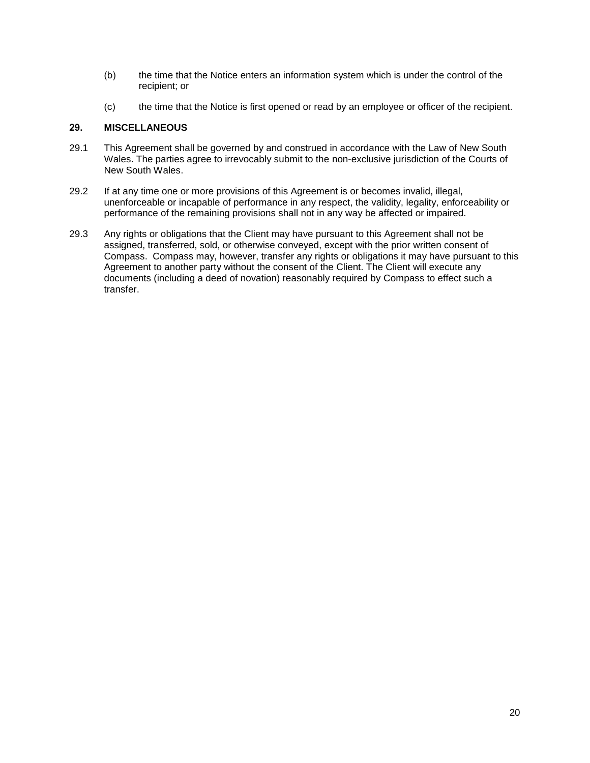(b) the time that the Notice enters an information system which is under the control of the recipient; or

(c) the time that the Notice is first opened or read by an employee or officer of the recipient.

## 29. MISCELLANEOUS

29.1 This Agreement shall be governed by and construed in accordance with the Law of New South Wales. The parties agree to irrevocably submit to the non-exclusive jurisdiction of the Courts of New South Wales.

29.2 If at any time one or more provisions of this Agreement is or becomes invalid, illegal, unenforceable or incapable of performance in any respect, the validity, legality, enforceability or performance of the remaining provisions shall not in any way be affected or impaired.

29.3 Any rights or obligations that the Client may have pursuant to this Agreement shall not be assigned, transferred, sold, or otherwise conveyed, except with the prior written consent of Compass. Compass may, however, transfer any rights or obligations it may have pursuant to this Agreement to another party without the consent of the Client. The Client will execute any documents (including a deed of novation) reasonably required by Compass to effect such a transfer.